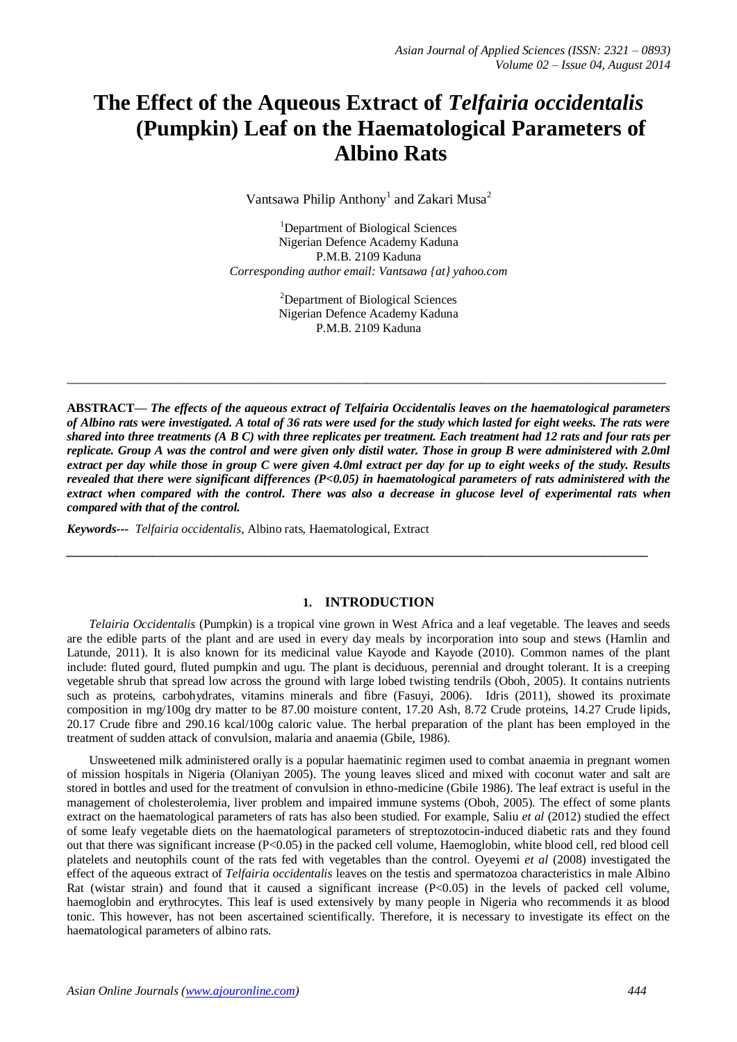# The Effect of the Aqueous Extract of *Telfairia occidentalis* (Pumpkin) Leaf on the Haematological Parameters of Albino Rats

Vantsawa Philip Anthony[1] and Zakari Musa[2]

[1]Department of Biological Sciences
Nigerian Defence Academy Kaduna
P.M.B. 2109 Kaduna
*Corresponding author email: Vantsawa {at} yahoo.com*

[2]Department of Biological Sciences
Nigerian Defence Academy Kaduna
P.M.B. 2109 Kaduna

---

**ABSTRACT—** ***The effects of the aqueous extract of Telfairia Occidentalis leaves on the haematological parameters of Albino rats were investigated. A total of 36 rats were used for the study which lasted for eight weeks. The rats were shared into three treatments (A B C) with three replicates per treatment. Each treatment had 12 rats and four rats per replicate. Group A was the control and were given only distil water. Those in group B were administered with 2.0ml extract per day while those in group C were given 4.0ml extract per day for up to eight weeks of the study. Results revealed that there were significant differences (P<0.05) in haematological parameters of rats administered with the extract when compared with the control. There was also a decrease in glucose level of experimental rats when compared with that of the control.***

***Keywords---*** *Telfairia occidentalis*, Albino rats, Haematological, Extract

---

## 1. INTRODUCTION

*Telairia Occidentalis* (Pumpkin) is a tropical vine grown in West Africa and a leaf vegetable. The leaves and seeds are the edible parts of the plant and are used in every day meals by incorporation into soup and stews (Hamlin and Latunde, 2011). It is also known for its medicinal value Kayode and Kayode (2010). Common names of the plant include: fluted gourd, fluted pumpkin and ugu. The plant is deciduous, perennial and drought tolerant. It is a creeping vegetable shrub that spread low across the ground with large lobed twisting tendrils (Oboh, 2005). It contains nutrients such as proteins, carbohydrates, vitamins minerals and fibre (Fasuyi, 2006). Idris (2011), showed its proximate composition in mg/100g dry matter to be 87.00 moisture content, 17.20 Ash, 8.72 Crude proteins, 14.27 Crude lipids, 20.17 Crude fibre and 290.16 kcal/100g caloric value. The herbal preparation of the plant has been employed in the treatment of sudden attack of convulsion, malaria and anaemia (Gbile, 1986).

Unsweetened milk administered orally is a popular haematinic regimen used to combat anaemia in pregnant women of mission hospitals in Nigeria (Olaniyan 2005). The young leaves sliced and mixed with coconut water and salt are stored in bottles and used for the treatment of convulsion in ethno-medicine (Gbile 1986). The leaf extract is useful in the management of cholesterolemia, liver problem and impaired immune systems (Oboh, 2005). The effect of some plants extract on the haematological parameters of rats has also been studied. For example, Saliu *et al* (2012) studied the effect of some leafy vegetable diets on the haematological parameters of streptozotocin-induced diabetic rats and they found out that there was significant increase (P<0.05) in the packed cell volume, Haemoglobin, white blood cell, red blood cell platelets and neutophils count of the rats fed with vegetables than the control. Oyeyemi *et al* (2008) investigated the effect of the aqueous extract of *Telfairia occidentalis* leaves on the testis and spermatozoa characteristics in male Albino Rat (wistar strain) and found that it caused a significant increase (P<0.05) in the levels of packed cell volume, haemoglobin and erythrocytes. This leaf is used extensively by many people in Nigeria who recommends it as blood tonic. This however, has not been ascertained scientifically. Therefore, it is necessary to investigate its effect on the haematological parameters of albino rats.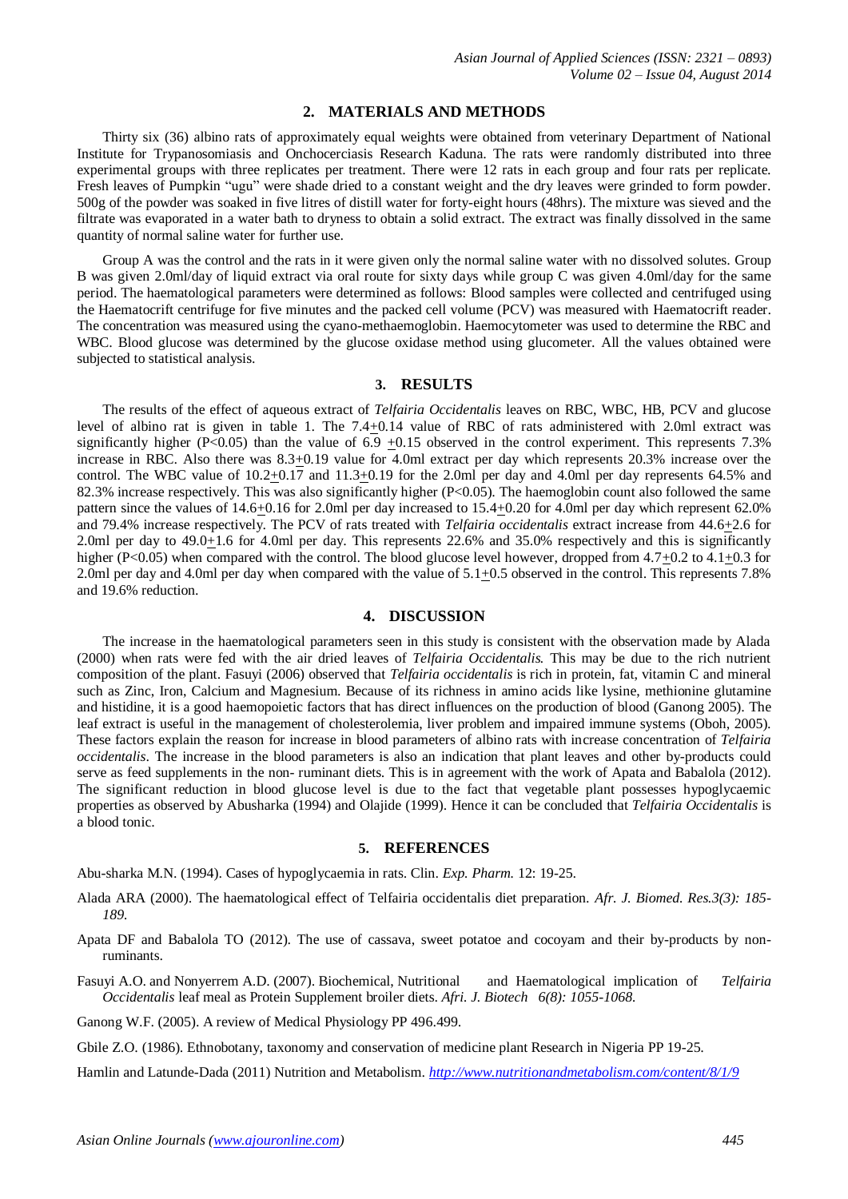## 2. MATERIALS AND METHODS

Thirty six (36) albino rats of approximately equal weights were obtained from veterinary Department of National Institute for Trypanosomiasis and Onchocerciasis Research Kaduna. The rats were randomly distributed into three experimental groups with three replicates per treatment. There were 12 rats in each group and four rats per replicate. Fresh leaves of Pumpkin "ugu" were shade dried to a constant weight and the dry leaves were grinded to form powder. 500g of the powder was soaked in five litres of distill water for forty-eight hours (48hrs). The mixture was sieved and the filtrate was evaporated in a water bath to dryness to obtain a solid extract. The extract was finally dissolved in the same quantity of normal saline water for further use.

Group A was the control and the rats in it were given only the normal saline water with no dissolved solutes. Group B was given 2.0ml/day of liquid extract via oral route for sixty days while group C was given 4.0ml/day for the same period. The haematological parameters were determined as follows: Blood samples were collected and centrifuged using the Haematocrift centrifuge for five minutes and the packed cell volume (PCV) was measured with Haematocrift reader. The concentration was measured using the cyano-methaemoglobin. Haemocytometer was used to determine the RBC and WBC. Blood glucose was determined by the glucose oxidase method using glucometer. All the values obtained were subjected to statistical analysis.

## 3. RESULTS

The results of the effect of aqueous extract of *Telfairia Occidentalis* leaves on RBC, WBC, HB, PCV and glucose level of albino rat is given in table 1. The 7.4+0.14 value of RBC of rats administered with 2.0ml extract was significantly higher ($P<0.05$) than the value of 6.9 +0.15 observed in the control experiment. This represents 7.3% increase in RBC. Also there was 8.3+0.19 value for 4.0ml extract per day which represents 20.3% increase over the control. The WBC value of 10.2+0.17 and 11.3+0.19 for the 2.0ml per day and 4.0ml per day represents 64.5% and 82.3% increase respectively. This was also significantly higher ($P<0.05$). The haemoglobin count also followed the same pattern since the values of 14.6+0.16 for 2.0ml per day increased to 15.4+0.20 for 4.0ml per day which represent 62.0% and 79.4% increase respectively. The PCV of rats treated with *Telfairia occidentalis* extract increase from 44.6+2.6 for 2.0ml per day to 49.0+1.6 for 4.0ml per day. This represents 22.6% and 35.0% respectively and this is significantly higher ($P<0.05$) when compared with the control. The blood glucose level however, dropped from 4.7+0.2 to 4.1+0.3 for 2.0ml per day and 4.0ml per day when compared with the value of 5.1+0.5 observed in the control. This represents 7.8% and 19.6% reduction.

## 4. DISCUSSION

The increase in the haematological parameters seen in this study is consistent with the observation made by Alada (2000) when rats were fed with the air dried leaves of *Telfairia Occidentalis.* This may be due to the rich nutrient composition of the plant. Fasuyi (2006) observed that *Telfairia occidentalis* is rich in protein, fat, vitamin C and mineral such as Zinc, Iron, Calcium and Magnesium. Because of its richness in amino acids like lysine, methionine glutamine and histidine, it is a good haemopoietic factors that has direct influences on the production of blood (Ganong 2005). The leaf extract is useful in the management of cholesterolemia, liver problem and impaired immune systems (Oboh, 2005). These factors explain the reason for increase in blood parameters of albino rats with increase concentration of *Telfairia occidentalis*. The increase in the blood parameters is also an indication that plant leaves and other by-products could serve as feed supplements in the non- ruminant diets. This is in agreement with the work of Apata and Babalola (2012). The significant reduction in blood glucose level is due to the fact that vegetable plant possesses hypoglycaemic properties as observed by Abusharka (1994) and Olajide (1999). Hence it can be concluded that *Telfairia Occidentalis* is a blood tonic.

## 5. REFERENCES

Abu-sharka M.N. (1994). Cases of hypoglycaemia in rats. Clin. *Exp. Pharm.* 12: 19-25.

Alada ARA (2000). The haematological effect of Telfairia occidentalis diet preparation. *Afr. J. Biomed. Res.3(3): 185-189.*

Apata DF and Babalola TO (2012). The use of cassava, sweet potatoe and cocoyam and their by-products by non-ruminants.

Fasuyi A.O. and Nonyerrem A.D. (2007). Biochemical, Nutritional and Haematological implication of *Telfairia Occidentalis* leaf meal as Protein Supplement broiler diets. *Afri. J. Biotech 6(8): 1055-1068.*

Ganong W.F. (2005). A review of Medical Physiology PP 496.499.

Gbile Z.O. (1986). Ethnobotany, taxonomy and conservation of medicine plant Research in Nigeria PP 19-25.

Hamlin and Latunde-Dada (2011) Nutrition and Metabolism. *http://www.nutritionandmetabolism.com/content/8/1/9*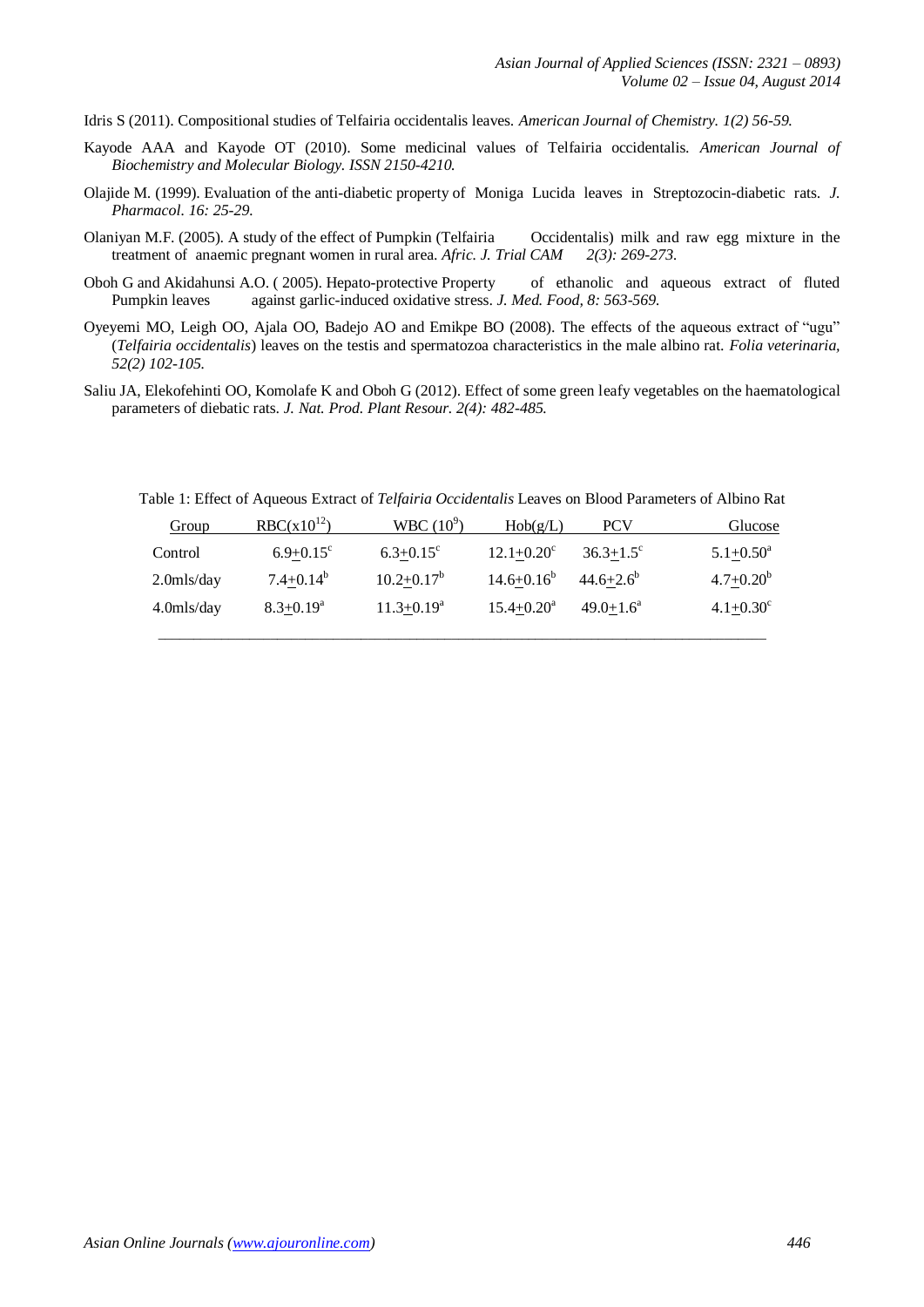Idris S (2011). Compositional studies of Telfairia occidentalis leaves. *American Journal of Chemistry. 1(2) 56-59.*

Kayode AAA and Kayode OT (2010). Some medicinal values of Telfairia occidentalis. *American Journal of Biochemistry and Molecular Biology. ISSN 2150-4210.*

Olajide M. (1999). Evaluation of the anti-diabetic property of Moniga Lucida leaves in Streptozocin-diabetic rats. *J. Pharmacol. 16: 25-29.*

Olaniyan M.F. (2005). A study of the effect of Pumpkin (Telfairia Occidentalis) milk and raw egg mixture in the treatment of anaemic pregnant women in rural area. *Afric. J. Trial CAM 2(3): 269-273.*

Oboh G and Akidahunsi A.O. ( 2005). Hepato-protective Property of ethanolic and aqueous extract of fluted Pumpkin leaves against garlic-induced oxidative stress. *J. Med. Food, 8: 563-569.*

Oyeyemi MO, Leigh OO, Ajala OO, Badejo AO and Emikpe BO (2008). The effects of the aqueous extract of "ugu" (*Telfairia occidentalis*) leaves on the testis and spermatozoa characteristics in the male albino rat. *Folia veterinaria, 52(2) 102-105.*

Saliu JA, Elekofehinti OO, Komolafe K and Oboh G (2012). Effect of some green leafy vegetables on the haematological parameters of diebatic rats. *J. Nat. Prod. Plant Resour. 2(4): 482-485.*

Table 1: Effect of Aqueous Extract of *Telfairia Occidentalis* Leaves on Blood Parameters of Albino Rat

| Group | RBC($x10^{12}$) | WBC ($10^9$) | Hob(g/L) | PCV | Glucose |
|---|---|---|---|---|---|
| Control | $6.9 \pm 0.15^c$ | $6.3 \pm 0.15^c$ | $12.1 \pm 0.20^c$ | $36.3 \pm 1.5^c$ | $5.1 \pm 0.50^a$ |
| 2.0mls/day | $7.4 \pm 0.14^b$ | $10.2 \pm 0.17^b$ | $14.6 \pm 0.16^b$ | $44.6 \pm 2.6^b$ | $4.7 \pm 0.20^b$ |
| 4.0mls/day | $8.3 \pm 0.19^a$ | $11.3 \pm 0.19^a$ | $15.4 \pm 0.20^a$ | $49.0 \pm 1.6^a$ | $4.1 \pm 0.30^c$ |